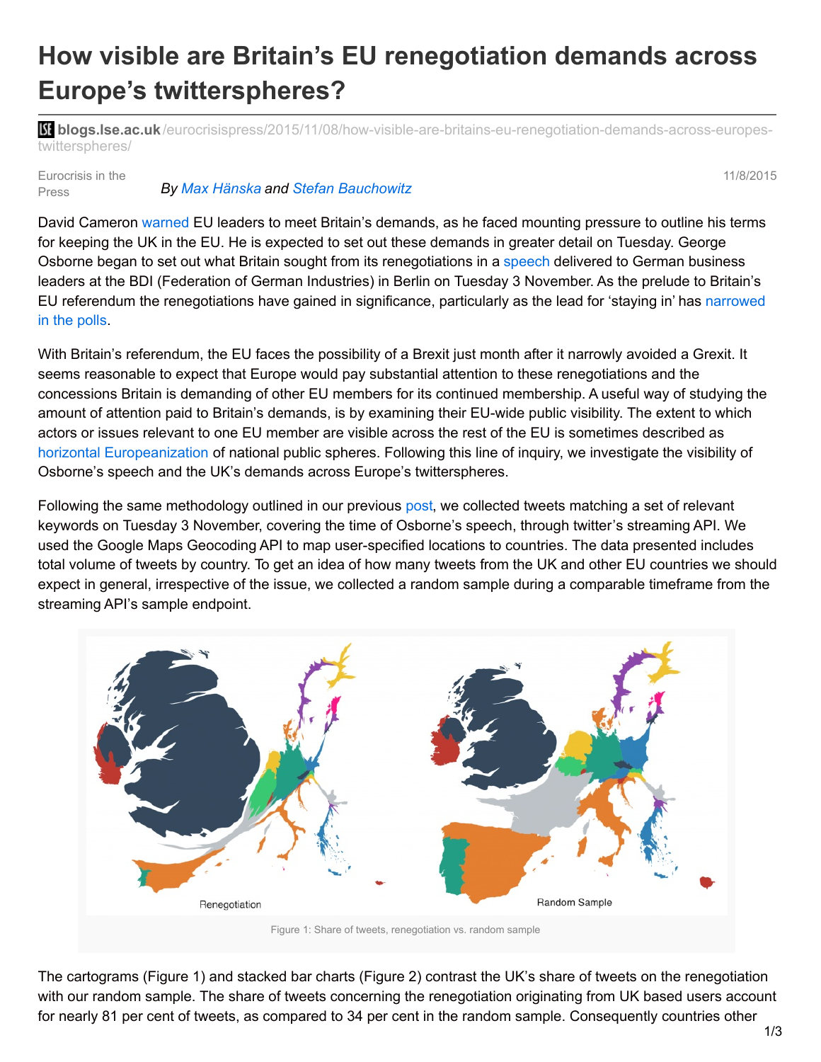# How visible are Britain's EU renegotiation demands across Europe's twitterspheres?

**blogs.lse.ac.uk**/eurocrisispress/2015/11/08/how-visible-are-britains-eu-renegotiation-demands-across-europes-twitterspheres/

Eurocrisis in the Press

11/8/2015

*By Max Hänska and Stefan Bauchowitz*

David Cameron warned EU leaders to meet Britain's demands, as he faced mounting pressure to outline his terms for keeping the UK in the EU. He is expected to set out these demands in greater detail on Tuesday. George Osborne began to set out what Britain sought from its renegotiations in a speech delivered to German business leaders at the BDI (Federation of German Industries) in Berlin on Tuesday 3 November. As the prelude to Britain's EU referendum the renegotiations have gained in significance, particularly as the lead for 'staying in' has narrowed in the polls.

With Britain's referendum, the EU faces the possibility of a Brexit just month after it narrowly avoided a Grexit. It seems reasonable to expect that Europe would pay substantial attention to these renegotiations and the concessions Britain is demanding of other EU members for its continued membership. A useful way of studying the amount of attention paid to Britain's demands, is by examining their EU-wide public visibility. The extent to which actors or issues relevant to one EU member are visible across the rest of the EU is sometimes described as horizontal Europeanization of national public spheres. Following this line of inquiry, we investigate the visibility of Osborne's speech and the UK's demands across Europe's twitterspheres.

Following the same methodology outlined in our previous post, we collected tweets matching a set of relevant keywords on Tuesday 3 November, covering the time of Osborne's speech, through twitter's streaming API. We used the Google Maps Geocoding API to map user-specified locations to countries. The data presented includes total volume of tweets by country. To get an idea of how many tweets from the UK and other EU countries we should expect in general, irrespective of the issue, we collected a random sample during a comparable timeframe from the streaming API's sample endpoint.

Renegotiation    Random Sample

Figure 1: Share of tweets, renegotiation vs. random sample

The cartograms (Figure 1) and stacked bar charts (Figure 2) contrast the UK's share of tweets on the renegotiation with our random sample. The share of tweets concerning the renegotiation originating from UK based users account for nearly 81 per cent of tweets, as compared to 34 per cent in the random sample. Consequently countries other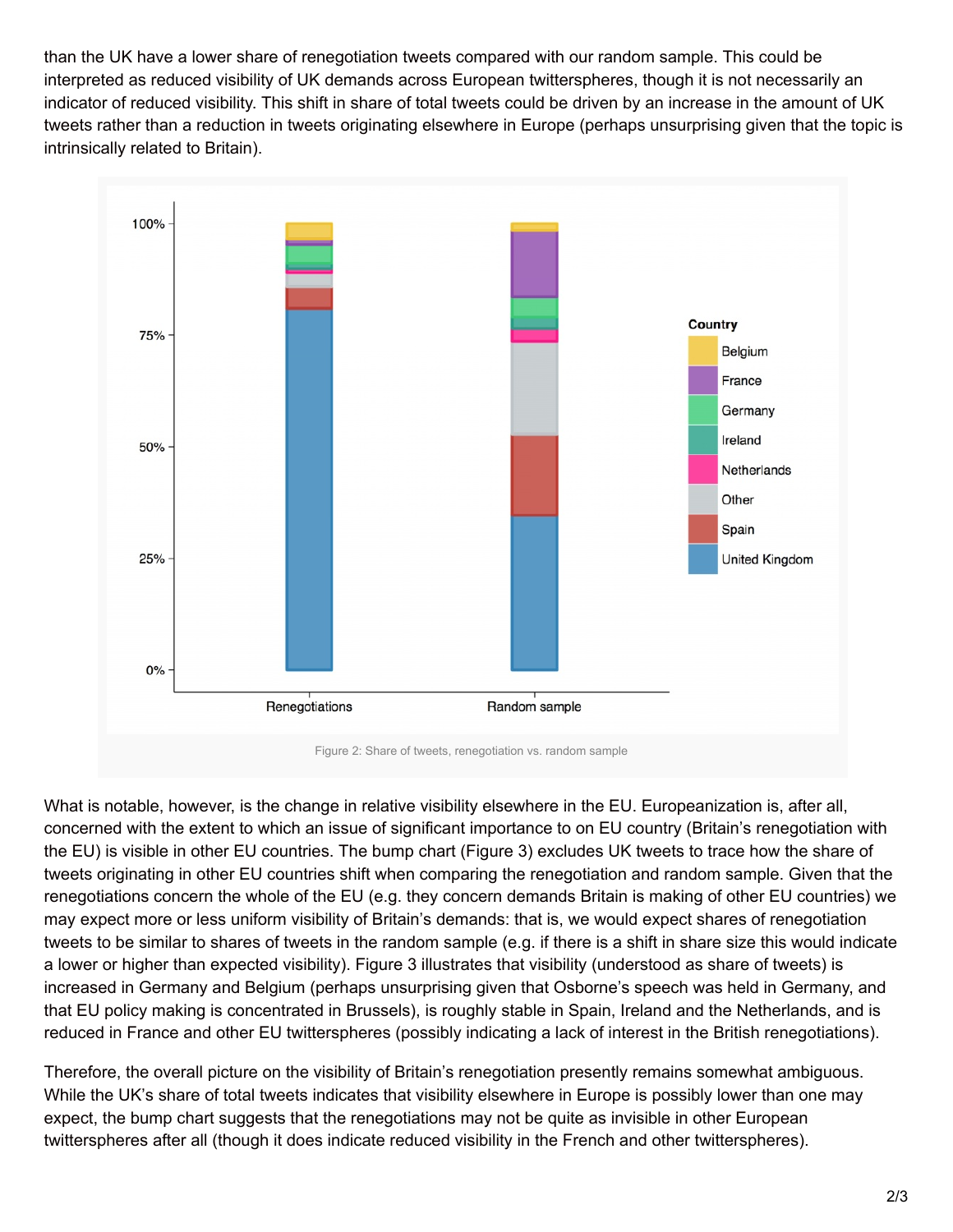than the UK have a lower share of renegotiation tweets compared with our random sample. This could be interpreted as reduced visibility of UK demands across European twitterspheres, though it is not necessarily an indicator of reduced visibility. This shift in share of total tweets could be driven by an increase in the amount of UK tweets rather than a reduction in tweets originating elsewhere in Europe (perhaps unsurprising given that the topic is intrinsically related to Britain).

Figure 2: Share of tweets, renegotiation vs. random sample

What is notable, however, is the change in relative visibility elsewhere in the EU. Europeanization is, after all, concerned with the extent to which an issue of significant importance to on EU country (Britain's renegotiation with the EU) is visible in other EU countries. The bump chart (Figure 3) excludes UK tweets to trace how the share of tweets originating in other EU countries shift when comparing the renegotiation and random sample. Given that the renegotiations concern the whole of the EU (e.g. they concern demands Britain is making of other EU countries) we may expect more or less uniform visibility of Britain's demands: that is, we would expect shares of renegotiation tweets to be similar to shares of tweets in the random sample (e.g. if there is a shift in share size this would indicate a lower or higher than expected visibility). Figure 3 illustrates that visibility (understood as share of tweets) is increased in Germany and Belgium (perhaps unsurprising given that Osborne's speech was held in Germany, and that EU policy making is concentrated in Brussels), is roughly stable in Spain, Ireland and the Netherlands, and is reduced in France and other EU twitterspheres (possibly indicating a lack of interest in the British renegotiations).

Therefore, the overall picture on the visibility of Britain's renegotiation presently remains somewhat ambiguous. While the UK's share of total tweets indicates that visibility elsewhere in Europe is possibly lower than one may expect, the bump chart suggests that the renegotiations may not be quite as invisible in other European twitterspheres after all (though it does indicate reduced visibility in the French and other twitterspheres).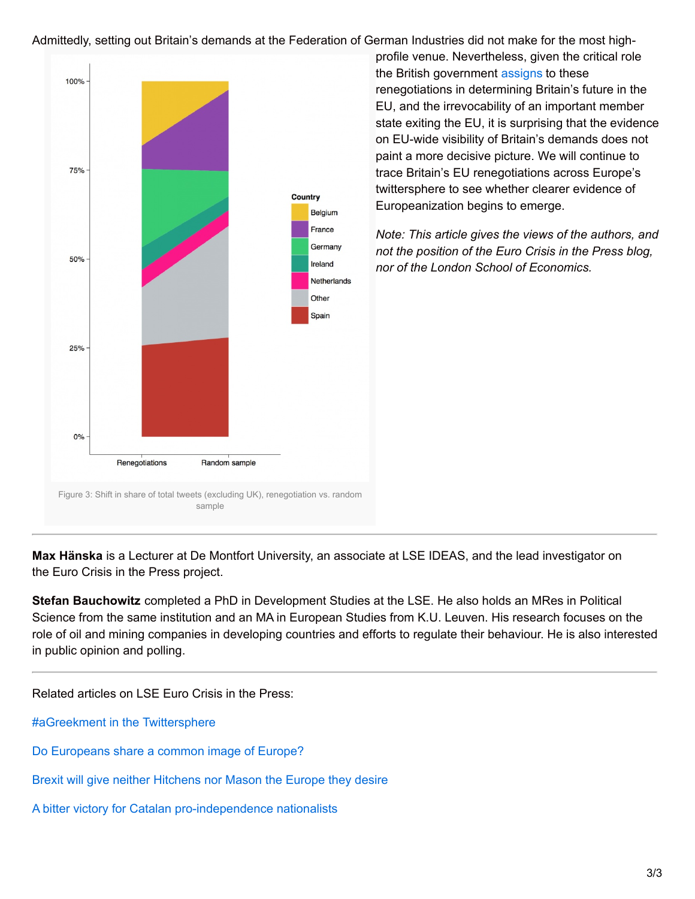Admittedly, setting out Britain's demands at the Federation of German Industries did not make for the most high-profile venue. Nevertheless, given the critical role the British government assigns to these renegotiations in determining Britain's future in the EU, and the irrevocability of an important member state exiting the EU, it is surprising that the evidence on EU-wide visibility of Britain's demands does not paint a more decisive picture. We will continue to trace Britain's EU renegotiations across Europe's twittersphere to see whether clearer evidence of Europeanization begins to emerge.

*Note: This article gives the views of the authors, and not the position of the Euro Crisis in the Press blog, nor of the London School of Economics.*

100%
75%
50%
25%
0%
Renegotiations
Random sample
Country
Belgium
France
Germany
Ireland
Netherlands
Other
Spain

Figure 3: Shift in share of total tweets (excluding UK), renegotiation vs. random sample

---

**Max Hänska** is a Lecturer at De Montfort University, an associate at LSE IDEAS, and the lead investigator on the Euro Crisis in the Press project.

**Stefan Bauchowitz** completed a PhD in Development Studies at the LSE. He also holds an MRes in Political Science from the same institution and an MA in European Studies from K.U. Leuven. His research focuses on the role of oil and mining companies in developing countries and efforts to regulate their behaviour. He is also interested in public opinion and polling.

---

Related articles on LSE Euro Crisis in the Press:

#aGreekment in the Twittersphere

Do Europeans share a common image of Europe?

Brexit will give neither Hitchens nor Mason the Europe they desire

A bitter victory for Catalan pro-independence nationalists